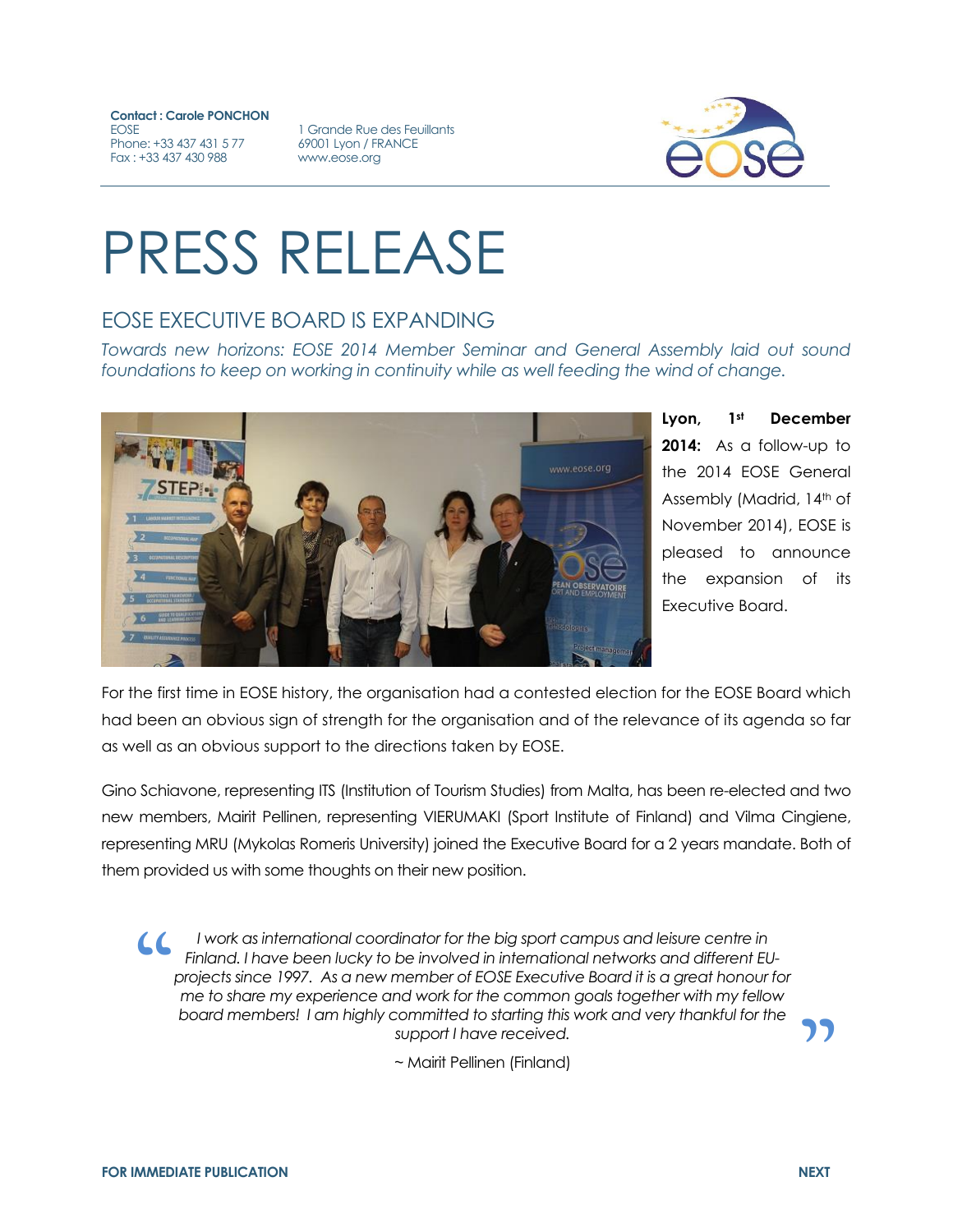**Contact : Carole PONCHON**
EOSE
Phone: +33 437 431 5 77
Fax : +33 437 430 988

1 Grande Rue des Feuillants
69001 Lyon / FRANCE
www.eose.org

# PRESS RELEASE

## EOSE EXECUTIVE BOARD IS EXPANDING

*Towards new horizons: EOSE 2014 Member Seminar and General Assembly laid out sound foundations to keep on working in continuity while as well feeding the wind of change.*

**Lyon, 1st December 2014:** As a follow-up to the 2014 EOSE General Assembly (Madrid, 14th of November 2014), EOSE is pleased to announce the expansion of its Executive Board.

For the first time in EOSE history, the organisation had a contested election for the EOSE Board which had been an obvious sign of strength for the organisation and of the relevance of its agenda so far as well as an obvious support to the directions taken by EOSE.

Gino Schiavone, representing ITS (Institution of Tourism Studies) from Malta, has been re-elected and two new members, Mairit Pellinen, representing VIERUMAKI (Sport Institute of Finland) and Vilma Cingiene, representing MRU (Mykolas Romeris University) joined the Executive Board for a 2 years mandate. Both of them provided us with some thoughts on their new position.

> *I work as international coordinator for the big sport campus and leisure centre in Finland. I have been lucky to be involved in international networks and different EU-projects since 1997. As a new member of EOSE Executive Board it is a great honour for me to share my experience and work for the common goals together with my fellow board members! I am highly committed to starting this work and very thankful for the support I have received.*
>
> ~ Mairit Pellinen (Finland)

**FOR IMMEDIATE PUBLICATION** **NEXT**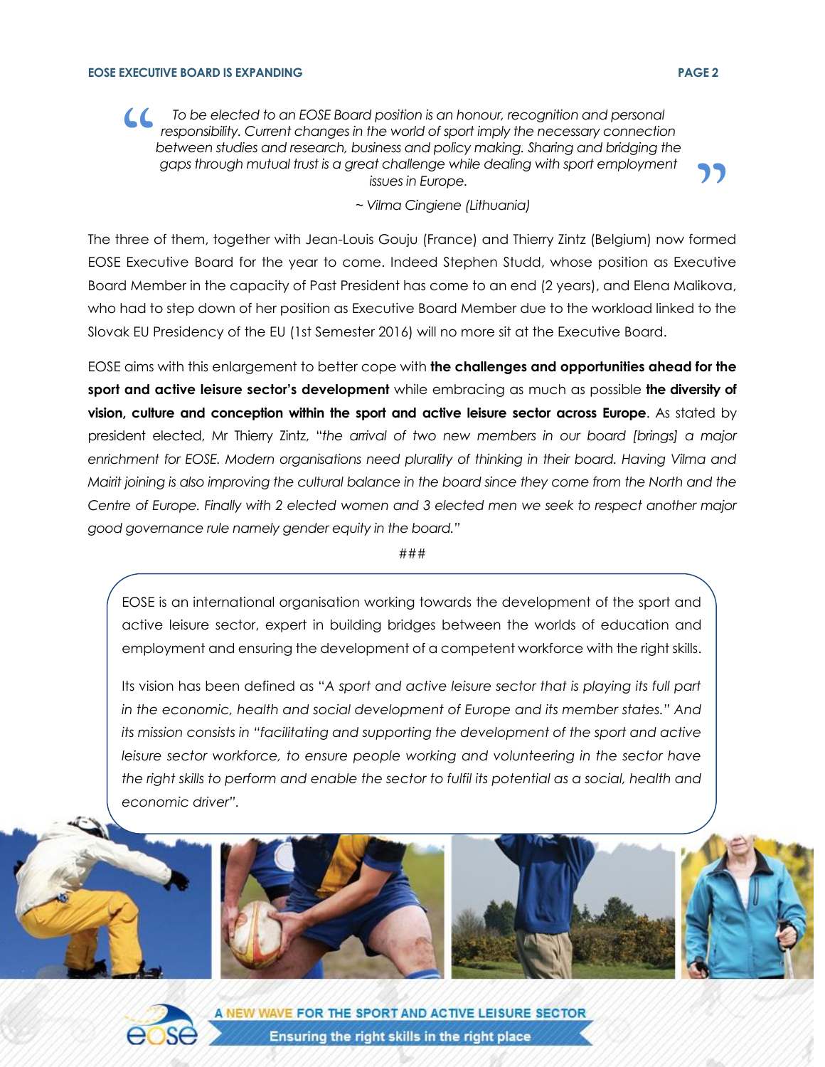> *To be elected to an EOSE Board position is an honour, recognition and personal responsibility. Current changes in the world of sport imply the necessary connection between studies and research, business and policy making. Sharing and bridging the gaps through mutual trust is a great challenge while dealing with sport employment issues in Europe.*
>
> *~ Vilma Cingiene (Lithuania)*

The three of them, together with Jean-Louis Gouju (France) and Thierry Zintz (Belgium) now formed EOSE Executive Board for the year to come. Indeed Stephen Studd, whose position as Executive Board Member in the capacity of Past President has come to an end (2 years), and Elena Malikova, who had to step down of her position as Executive Board Member due to the workload linked to the Slovak EU Presidency of the EU (1st Semester 2016) will no more sit at the Executive Board.

EOSE aims with this enlargement to better cope with **the challenges and opportunities ahead for the sport and active leisure sector's development** while embracing as much as possible **the diversity of vision, culture and conception within the sport and active leisure sector across Europe**. As stated by president elected, Mr Thierry Zintz, "*the arrival of two new members in our board [brings] a major enrichment for EOSE. Modern organisations need plurality of thinking in their board. Having Vilma and Mairit joining is also improving the cultural balance in the board since they come from the North and the Centre of Europe. Finally with 2 elected women and 3 elected men we seek to respect another major good governance rule namely gender equity in the board.*"

###

EOSE is an international organisation working towards the development of the sport and active leisure sector, expert in building bridges between the worlds of education and employment and ensuring the development of a competent workforce with the right skills.

Its vision has been defined as "*A sport and active leisure sector that is playing its full part in the economic, health and social development of Europe and its member states.*" And its mission consists in "*facilitating and supporting the development of the sport and active leisure sector workforce, to ensure people working and volunteering in the sector have the right skills to perform and enable the sector to fulfil its potential as a social, health and economic driver*".

A NEW WAVE FOR THE SPORT AND ACTIVE LEISURE SECTOR

Ensuring the right skills in the right place